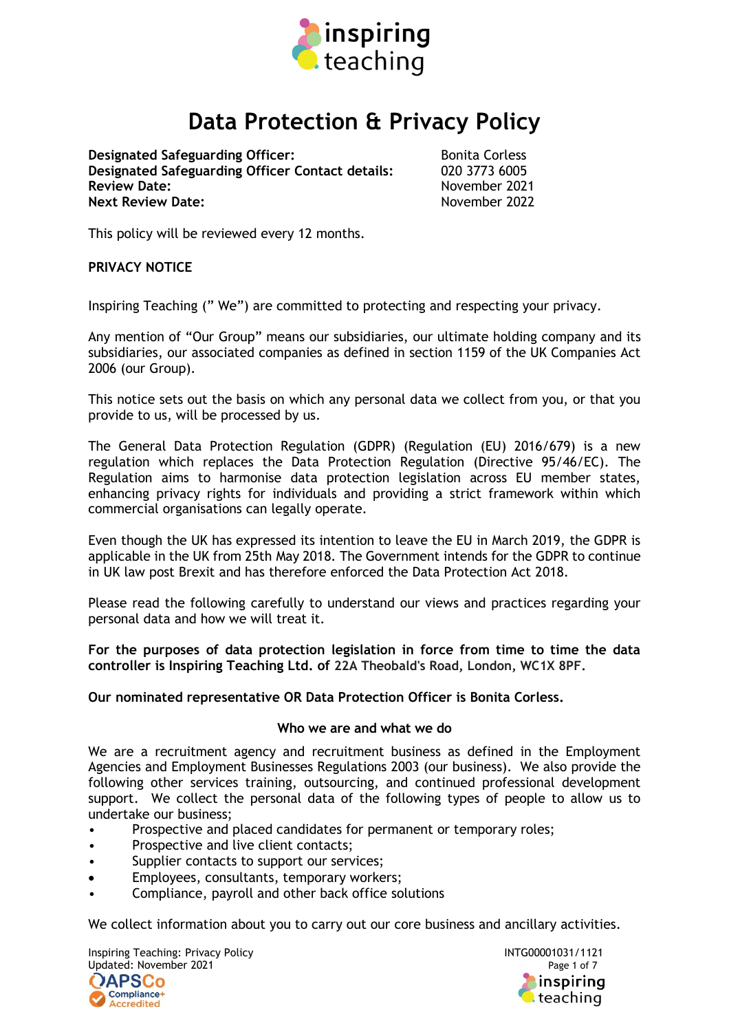# Data Protection & Privacy Policy

| | |
|---|---|
| **Designated Safeguarding Officer:** | Bonita Corless |
| **Designated Safeguarding Officer Contact details:** | 020 3773 6005 |
| **Review Date:** | November 2021 |
| **Next Review Date:** | November 2022 |

This policy will be reviewed every 12 months.

**PRIVACY NOTICE**

Inspiring Teaching (" We") are committed to protecting and respecting your privacy.

Any mention of "Our Group" means our subsidiaries, our ultimate holding company and its subsidiaries, our associated companies as defined in section 1159 of the UK Companies Act 2006 (our Group).

This notice sets out the basis on which any personal data we collect from you, or that you provide to us, will be processed by us.

The General Data Protection Regulation (GDPR) (Regulation (EU) 2016/679) is a new regulation which replaces the Data Protection Regulation (Directive 95/46/EC). The Regulation aims to harmonise data protection legislation across EU member states, enhancing privacy rights for individuals and providing a strict framework within which commercial organisations can legally operate.

Even though the UK has expressed its intention to leave the EU in March 2019, the GDPR is applicable in the UK from 25th May 2018. The Government intends for the GDPR to continue in UK law post Brexit and has therefore enforced the Data Protection Act 2018.

Please read the following carefully to understand our views and practices regarding your personal data and how we will treat it.

**For the purposes of data protection legislation in force from time to time the data controller is Inspiring Teaching Ltd. of 22A Theobald's Road, London, WC1X 8PF.**

**Our nominated representative OR Data Protection Officer is Bonita Corless.**

### Who we are and what we do

We are a recruitment agency and recruitment business as defined in the Employment Agencies and Employment Businesses Regulations 2003 (our business). We also provide the following other services training, outsourcing, and continued professional development support. We collect the personal data of the following types of people to allow us to undertake our business;

- Prospective and placed candidates for permanent or temporary roles;
- Prospective and live client contacts;
- Supplier contacts to support our services;
- Employees, consultants, temporary workers;
- Compliance, payroll and other back office solutions

We collect information about you to carry out our core business and ancillary activities.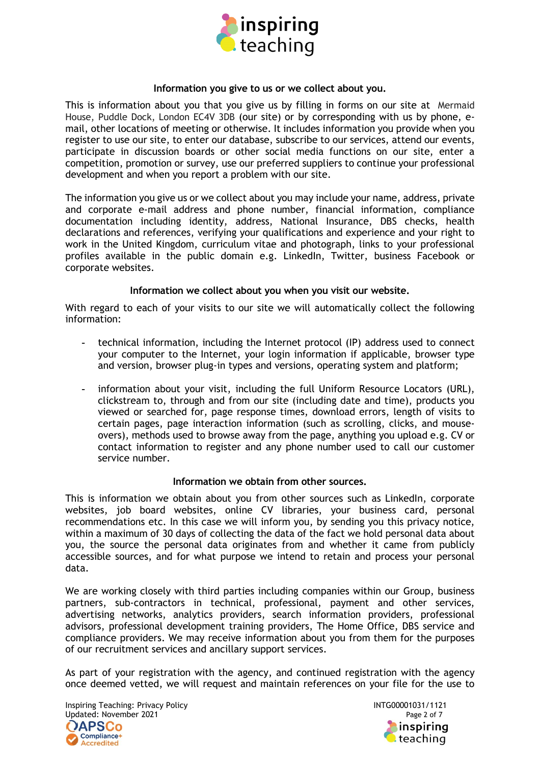**Information you give to us or we collect about you.**

This is information about you that you give us by filling in forms on our site at Mermaid House, Puddle Dock, London EC4V 3DB (our site) or by corresponding with us by phone, e-mail, other locations of meeting or otherwise. It includes information you provide when you register to use our site, to enter our database, subscribe to our services, attend our events, participate in discussion boards or other social media functions on our site, enter a competition, promotion or survey, use our preferred suppliers to continue your professional development and when you report a problem with our site.

The information you give us or we collect about you may include your name, address, private and corporate e-mail address and phone number, financial information, compliance documentation including identity, address, National Insurance, DBS checks, health declarations and references, verifying your qualifications and experience and your right to work in the United Kingdom, curriculum vitae and photograph, links to your professional profiles available in the public domain e.g. LinkedIn, Twitter, business Facebook or corporate websites.

**Information we collect about you when you visit our website.**

With regard to each of your visits to our site we will automatically collect the following information:

- technical information, including the Internet protocol (IP) address used to connect your computer to the Internet, your login information if applicable, browser type and version, browser plug-in types and versions, operating system and platform;

- information about your visit, including the full Uniform Resource Locators (URL), clickstream to, through and from our site (including date and time), products you viewed or searched for, page response times, download errors, length of visits to certain pages, page interaction information (such as scrolling, clicks, and mouse-overs), methods used to browse away from the page, anything you upload e.g. CV or contact information to register and any phone number used to call our customer service number.

**Information we obtain from other sources.**

This is information we obtain about you from other sources such as LinkedIn, corporate websites, job board websites, online CV libraries, your business card, personal recommendations etc. In this case we will inform you, by sending you this privacy notice, within a maximum of 30 days of collecting the data of the fact we hold personal data about you, the source the personal data originates from and whether it came from publicly accessible sources, and for what purpose we intend to retain and process your personal data.

We are working closely with third parties including companies within our Group, business partners, sub-contractors in technical, professional, payment and other services, advertising networks, analytics providers, search information providers, professional advisors, professional development training providers, The Home Office, DBS service and compliance providers. We may receive information about you from them for the purposes of our recruitment services and ancillary support services.

As part of your registration with the agency, and continued registration with the agency once deemed vetted, we will request and maintain references on your file for the use to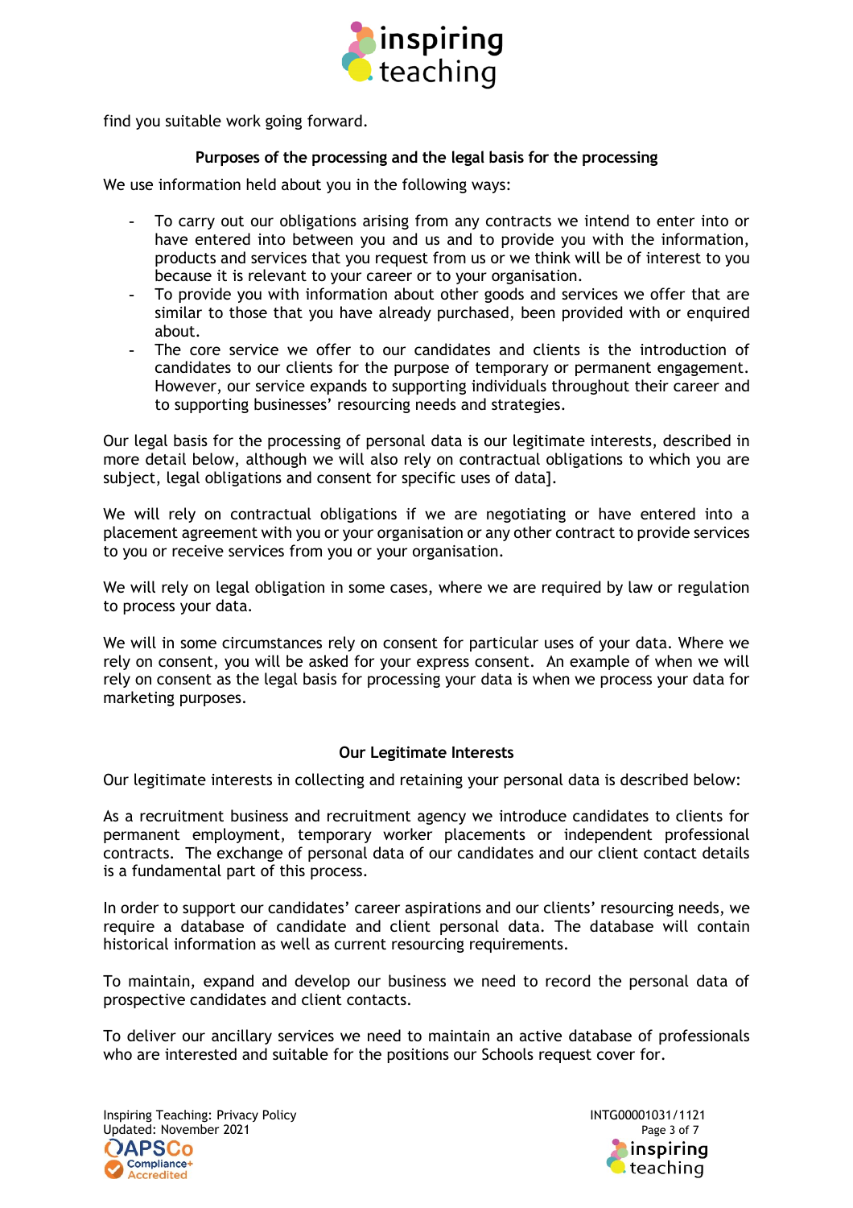find you suitable work going forward.

## Purposes of the processing and the legal basis for the processing

We use information held about you in the following ways:

- To carry out our obligations arising from any contracts we intend to enter into or have entered into between you and us and to provide you with the information, products and services that you request from us or we think will be of interest to you because it is relevant to your career or to your organisation.
- To provide you with information about other goods and services we offer that are similar to those that you have already purchased, been provided with or enquired about.
- The core service we offer to our candidates and clients is the introduction of candidates to our clients for the purpose of temporary or permanent engagement. However, our service expands to supporting individuals throughout their career and to supporting businesses' resourcing needs and strategies.

Our legal basis for the processing of personal data is our legitimate interests, described in more detail below, although we will also rely on contractual obligations to which you are subject, legal obligations and consent for specific uses of data].

We will rely on contractual obligations if we are negotiating or have entered into a placement agreement with you or your organisation or any other contract to provide services to you or receive services from you or your organisation.

We will rely on legal obligation in some cases, where we are required by law or regulation to process your data.

We will in some circumstances rely on consent for particular uses of your data. Where we rely on consent, you will be asked for your express consent. An example of when we will rely on consent as the legal basis for processing your data is when we process your data for marketing purposes.

## Our Legitimate Interests

Our legitimate interests in collecting and retaining your personal data is described below:

As a recruitment business and recruitment agency we introduce candidates to clients for permanent employment, temporary worker placements or independent professional contracts. The exchange of personal data of our candidates and our client contact details is a fundamental part of this process.

In order to support our candidates' career aspirations and our clients' resourcing needs, we require a database of candidate and client personal data. The database will contain historical information as well as current resourcing requirements.

To maintain, expand and develop our business we need to record the personal data of prospective candidates and client contacts.

To deliver our ancillary services we need to maintain an active database of professionals who are interested and suitable for the positions our Schools request cover for.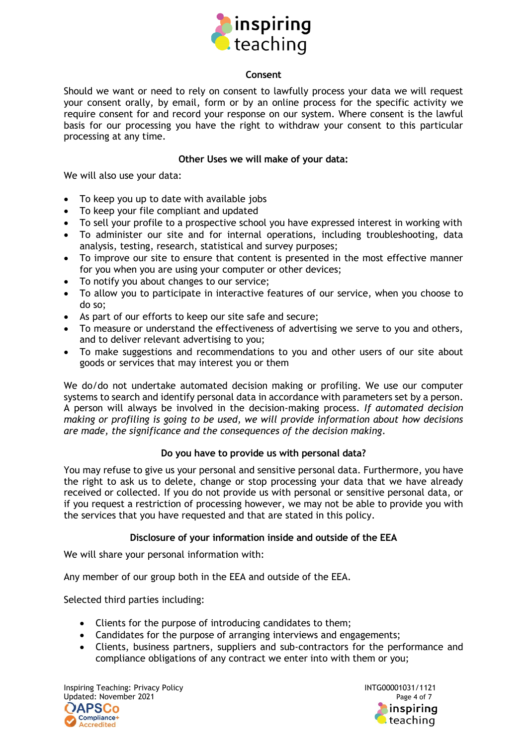## Consent

Should we want or need to rely on consent to lawfully process your data we will request your consent orally, by email, form or by an online process for the specific activity we require consent for and record your response on our system. Where consent is the lawful basis for our processing you have the right to withdraw your consent to this particular processing at any time.

## Other Uses we will make of your data:

We will also use your data:

- To keep you up to date with available jobs
- To keep your file compliant and updated
- To sell your profile to a prospective school you have expressed interest in working with
- To administer our site and for internal operations, including troubleshooting, data analysis, testing, research, statistical and survey purposes;
- To improve our site to ensure that content is presented in the most effective manner for you when you are using your computer or other devices;
- To notify you about changes to our service;
- To allow you to participate in interactive features of our service, when you choose to do so;
- As part of our efforts to keep our site safe and secure;
- To measure or understand the effectiveness of advertising we serve to you and others, and to deliver relevant advertising to you;
- To make suggestions and recommendations to you and other users of our site about goods or services that may interest you or them

We do/do not undertake automated decision making or profiling. We use our computer systems to search and identify personal data in accordance with parameters set by a person. A person will always be involved in the decision-making process. *If automated decision making or profiling is going to be used, we will provide information about how decisions are made, the significance and the consequences of the decision making.*

## Do you have to provide us with personal data?

You may refuse to give us your personal and sensitive personal data. Furthermore, you have the right to ask us to delete, change or stop processing your data that we have already received or collected. If you do not provide us with personal or sensitive personal data, or if you request a restriction of processing however, we may not be able to provide you with the services that you have requested and that are stated in this policy.

## Disclosure of your information inside and outside of the EEA

We will share your personal information with:

Any member of our group both in the EEA and outside of the EEA.

Selected third parties including:

- Clients for the purpose of introducing candidates to them;
- Candidates for the purpose of arranging interviews and engagements;
- Clients, business partners, suppliers and sub-contractors for the performance and compliance obligations of any contract we enter into with them or you;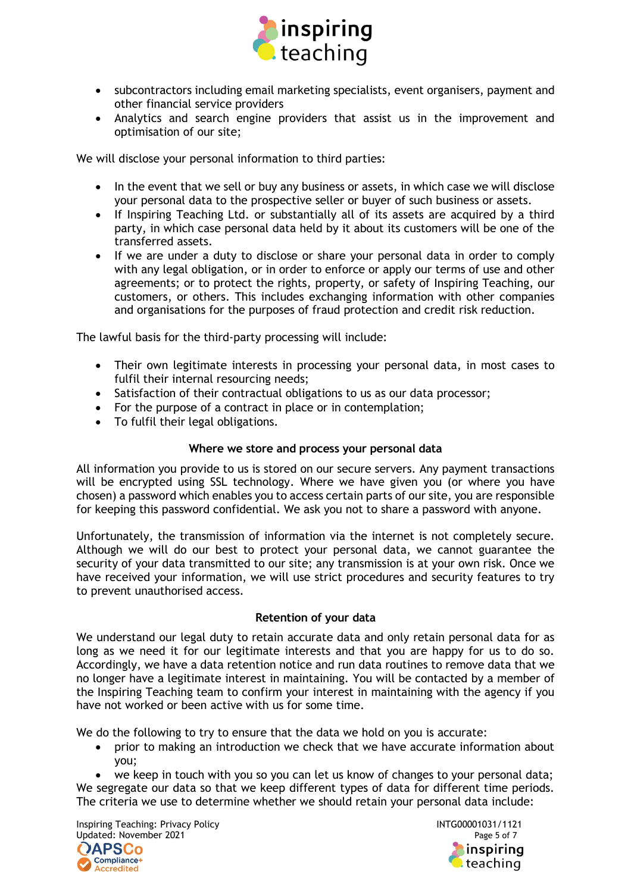- subcontractors including email marketing specialists, event organisers, payment and other financial service providers
- Analytics and search engine providers that assist us in the improvement and optimisation of our site;

We will disclose your personal information to third parties:

- In the event that we sell or buy any business or assets, in which case we will disclose your personal data to the prospective seller or buyer of such business or assets.
- If Inspiring Teaching Ltd. or substantially all of its assets are acquired by a third party, in which case personal data held by it about its customers will be one of the transferred assets.
- If we are under a duty to disclose or share your personal data in order to comply with any legal obligation, or in order to enforce or apply our terms of use and other agreements; or to protect the rights, property, or safety of Inspiring Teaching, our customers, or others. This includes exchanging information with other companies and organisations for the purposes of fraud protection and credit risk reduction.

The lawful basis for the third-party processing will include:

- Their own legitimate interests in processing your personal data, in most cases to fulfil their internal resourcing needs;
- Satisfaction of their contractual obligations to us as our data processor;
- For the purpose of a contract in place or in contemplation;
- To fulfil their legal obligations.

## Where we store and process your personal data

All information you provide to us is stored on our secure servers. Any payment transactions will be encrypted using SSL technology. Where we have given you (or where you have chosen) a password which enables you to access certain parts of our site, you are responsible for keeping this password confidential. We ask you not to share a password with anyone.

Unfortunately, the transmission of information via the internet is not completely secure. Although we will do our best to protect your personal data, we cannot guarantee the security of your data transmitted to our site; any transmission is at your own risk. Once we have received your information, we will use strict procedures and security features to try to prevent unauthorised access.

## Retention of your data

We understand our legal duty to retain accurate data and only retain personal data for as long as we need it for our legitimate interests and that you are happy for us to do so. Accordingly, we have a data retention notice and run data routines to remove data that we no longer have a legitimate interest in maintaining. You will be contacted by a member of the Inspiring Teaching team to confirm your interest in maintaining with the agency if you have not worked or been active with us for some time.

We do the following to try to ensure that the data we hold on you is accurate:

- prior to making an introduction we check that we have accurate information about you;
- we keep in touch with you so you can let us know of changes to your personal data;

We segregate our data so that we keep different types of data for different time periods. The criteria we use to determine whether we should retain your personal data include: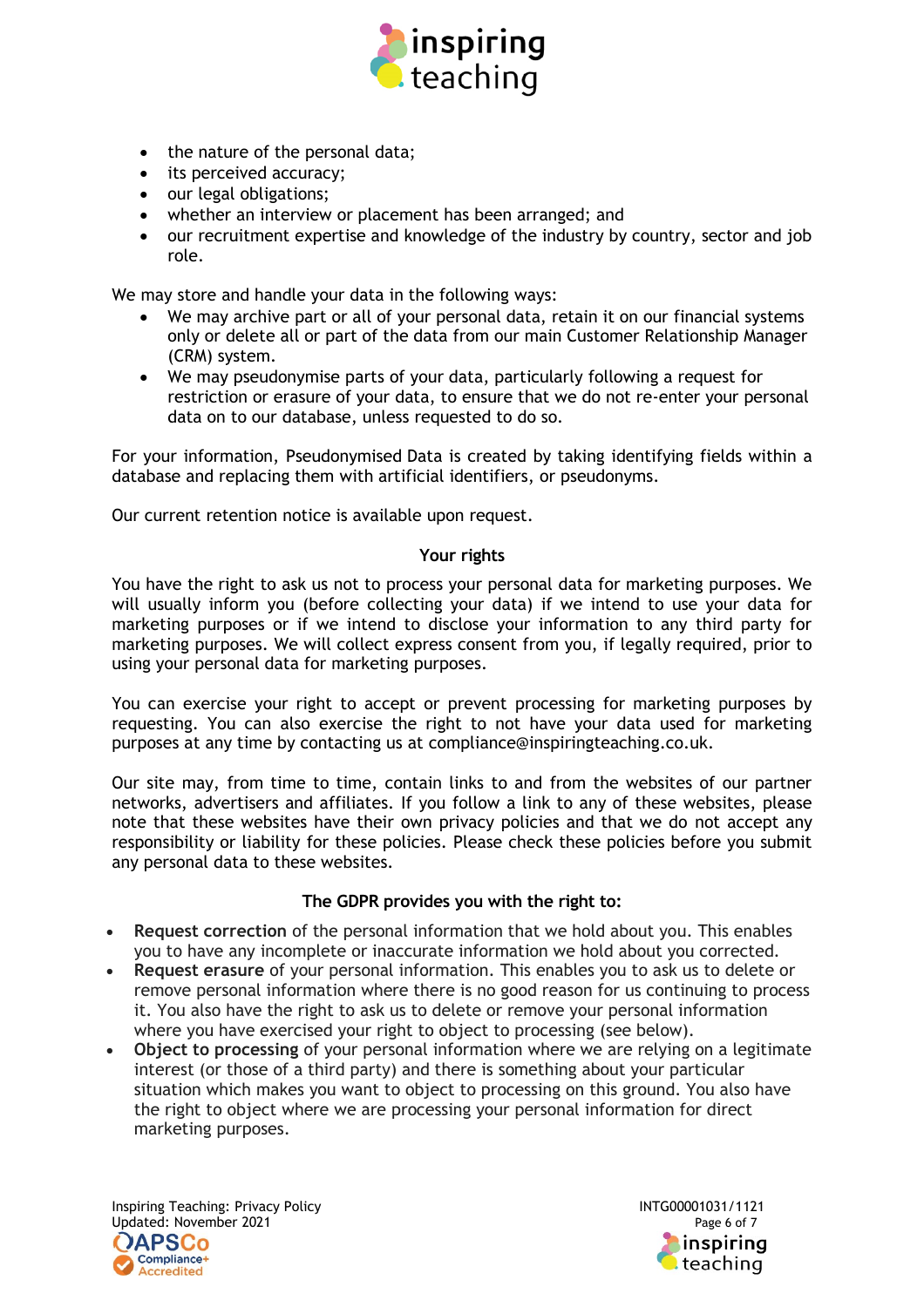- the nature of the personal data;
- its perceived accuracy;
- our legal obligations;
- whether an interview or placement has been arranged; and
- our recruitment expertise and knowledge of the industry by country, sector and job role.

We may store and handle your data in the following ways:

- We may archive part or all of your personal data, retain it on our financial systems only or delete all or part of the data from our main Customer Relationship Manager (CRM) system.
- We may pseudonymise parts of your data, particularly following a request for restriction or erasure of your data, to ensure that we do not re-enter your personal data on to our database, unless requested to do so.

For your information, Pseudonymised Data is created by taking identifying fields within a database and replacing them with artificial identifiers, or pseudonyms.

Our current retention notice is available upon request.

## Your rights

You have the right to ask us not to process your personal data for marketing purposes. We will usually inform you (before collecting your data) if we intend to use your data for marketing purposes or if we intend to disclose your information to any third party for marketing purposes. We will collect express consent from you, if legally required, prior to using your personal data for marketing purposes.

You can exercise your right to accept or prevent processing for marketing purposes by requesting. You can also exercise the right to not have your data used for marketing purposes at any time by contacting us at compliance@inspiringteaching.co.uk.

Our site may, from time to time, contain links to and from the websites of our partner networks, advertisers and affiliates. If you follow a link to any of these websites, please note that these websites have their own privacy policies and that we do not accept any responsibility or liability for these policies. Please check these policies before you submit any personal data to these websites.

## The GDPR provides you with the right to:

- **Request correction** of the personal information that we hold about you. This enables you to have any incomplete or inaccurate information we hold about you corrected.
- **Request erasure** of your personal information. This enables you to ask us to delete or remove personal information where there is no good reason for us continuing to process it. You also have the right to ask us to delete or remove your personal information where you have exercised your right to object to processing (see below).
- **Object to processing** of your personal information where we are relying on a legitimate interest (or those of a third party) and there is something about your particular situation which makes you want to object to processing on this ground. You also have the right to object where we are processing your personal information for direct marketing purposes.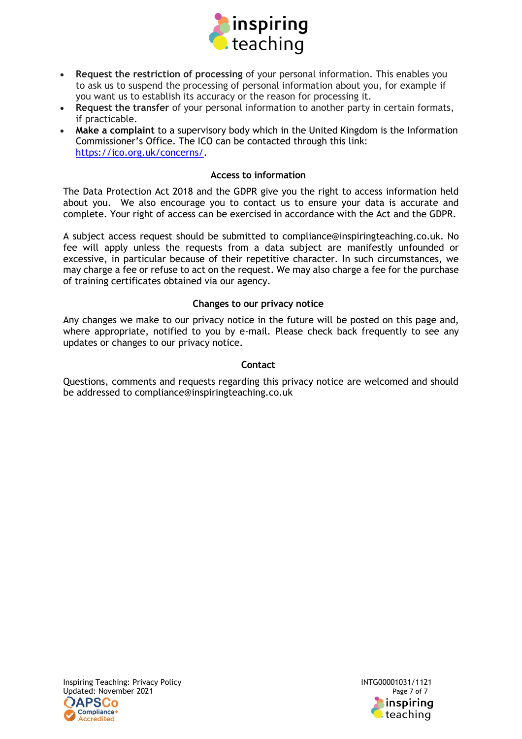- **Request the restriction of processing** of your personal information. This enables you to ask us to suspend the processing of personal information about you, for example if you want us to establish its accuracy or the reason for processing it.
- **Request the transfer** of your personal information to another party in certain formats, if practicable.
- **Make a complaint** to a supervisory body which in the United Kingdom is the Information Commissioner's Office. The ICO can be contacted through this link: https://ico.org.uk/concerns/.

### Access to information

The Data Protection Act 2018 and the GDPR give you the right to access information held about you. We also encourage you to contact us to ensure your data is accurate and complete. Your right of access can be exercised in accordance with the Act and the GDPR.

A subject access request should be submitted to compliance@inspiringteaching.co.uk. No fee will apply unless the requests from a data subject are manifestly unfounded or excessive, in particular because of their repetitive character. In such circumstances, we may charge a fee or refuse to act on the request. We may also charge a fee for the purchase of training certificates obtained via our agency.

### Changes to our privacy notice

Any changes we make to our privacy notice in the future will be posted on this page and, where appropriate, notified to you by e-mail. Please check back frequently to see any updates or changes to our privacy notice.

### Contact

Questions, comments and requests regarding this privacy notice are welcomed and should be addressed to compliance@inspiringteaching.co.uk